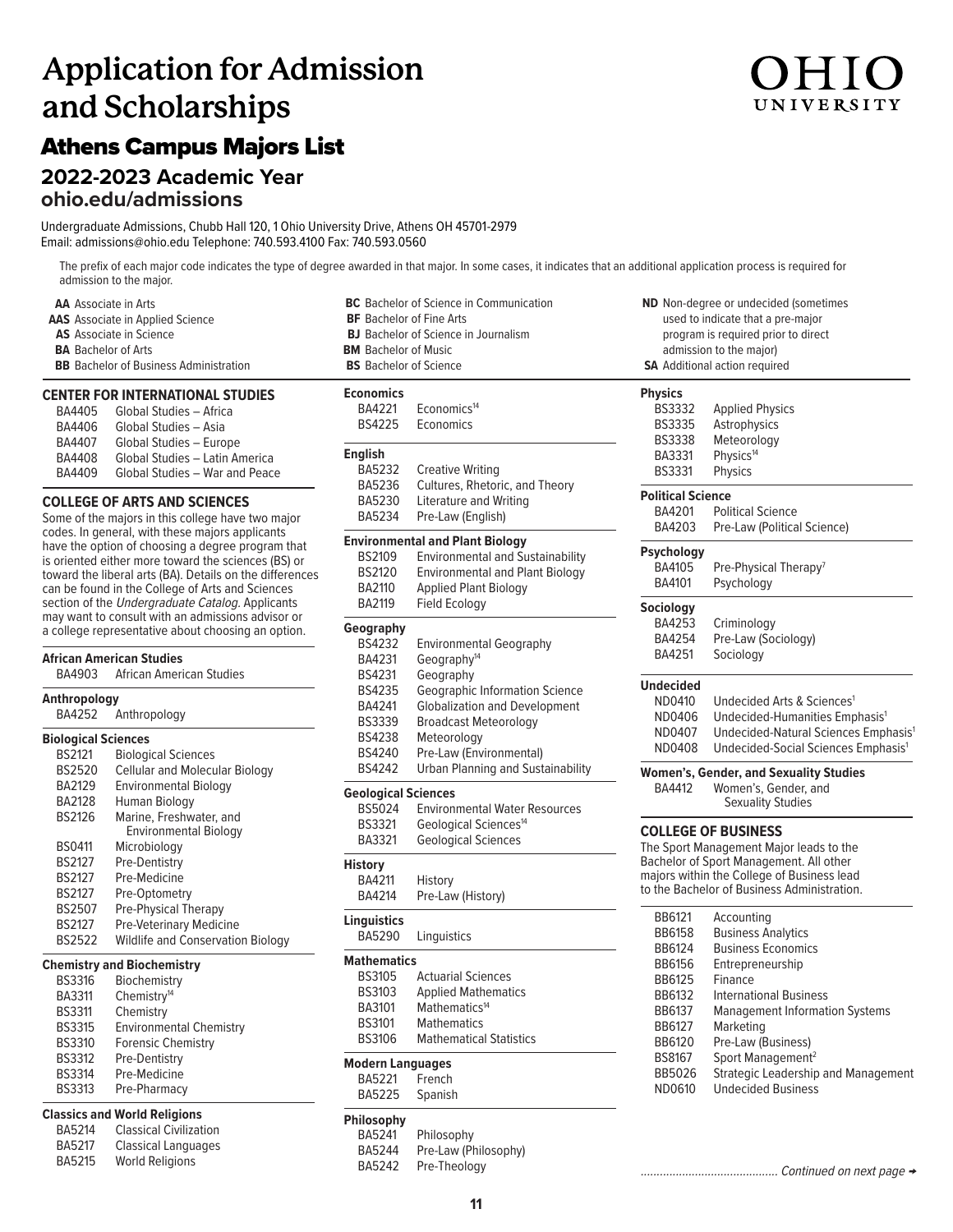# Application for Admission and Scholarships

OHIO UNIVERSITY

## Athens Campus Majors List

### 2022-2023 Academic Year

### ohio.edu/admissions

Undergraduate Admissions, Chubb Hall 120, 1 Ohio University Drive, Athens OH 45701-2979
Email: admissions@ohio.edu Telephone: 740.593.4100 Fax: 740.593.0560

The prefix of each major code indicates the type of degree awarded in that major. In some cases, it indicates that an additional application process is required for admission to the major.

- **AA** Associate in Arts
- **AAS** Associate in Applied Science
- **AS** Associate in Science
- **BA** Bachelor of Arts
- **BB** Bachelor of Business Administration
- **BC** Bachelor of Science in Communication
- **BF** Bachelor of Fine Arts
- **BJ** Bachelor of Science in Journalism
- **BM** Bachelor of Music
- **BS** Bachelor of Science
- **ND** Non-degree or undecided (sometimes used to indicate that a pre-major program is required prior to direct admission to the major)
- **SA** Additional action required

### CENTER FOR INTERNATIONAL STUDIES

| Code | Major |
|---|---|
| BA4405 | Global Studies – Africa |
| BA4406 | Global Studies – Asia |
| BA4407 | Global Studies – Europe |
| BA4408 | Global Studies – Latin America |
| BA4409 | Global Studies – War and Peace |

### COLLEGE OF ARTS AND SCIENCES

Some of the majors in this college have two major codes. In general, with these majors applicants have the option of choosing a degree program that is oriented either more toward the sciences (BS) or toward the liberal arts (BA). Details on the differences can be found in the College of Arts and Sciences section of the *Undergraduate Catalog*. Applicants may want to consult with an admissions advisor or a college representative about choosing an option.

**African American Studies**

| Code | Major |
|---|---|
| BA4903 | African American Studies |

**Anthropology**

| Code | Major |
|---|---|
| BA4252 | Anthropology |

**Biological Sciences**

| Code | Major |
|---|---|
| BS2121 | Biological Sciences |
| BS2520 | Cellular and Molecular Biology |
| BA2129 | Environmental Biology |
| BA2128 | Human Biology |
| BS2126 | Marine, Freshwater, and Environmental Biology |
| BS0411 | Microbiology |
| BS2127 | Pre-Dentistry |
| BS2127 | Pre-Medicine |
| BS2127 | Pre-Optometry |
| BS2507 | Pre-Physical Therapy |
| BS2127 | Pre-Veterinary Medicine |
| BS2522 | Wildlife and Conservation Biology |

**Chemistry and Biochemistry**

| Code | Major |
|---|---|
| BS3316 | Biochemistry |
| BA3311 | Chemistry[14] |
| BS3311 | Chemistry |
| BS3315 | Environmental Chemistry |
| BS3310 | Forensic Chemistry |
| BS3312 | Pre-Dentistry |
| BS3314 | Pre-Medicine |
| BS3313 | Pre-Pharmacy |

**Classics and World Religions**

| Code | Major |
|---|---|
| BA5214 | Classical Civilization |
| BA5217 | Classical Languages |
| BA5215 | World Religions |

**Economics**

| Code | Major |
|---|---|
| BA4221 | Economics[14] |
| BS4225 | Economics |

**English**

| Code | Major |
|---|---|
| BA5232 | Creative Writing |
| BA5236 | Cultures, Rhetoric, and Theory |
| BA5230 | Literature and Writing |
| BA5234 | Pre-Law (English) |

**Environmental and Plant Biology**

| Code | Major |
|---|---|
| BS2109 | Environmental and Sustainability |
| BS2120 | Environmental and Plant Biology |
| BA2110 | Applied Plant Biology |
| BA2119 | Field Ecology |

**Geography**

| Code | Major |
|---|---|
| BS4232 | Environmental Geography |
| BA4231 | Geography[14] |
| BS4231 | Geography |
| BS4235 | Geographic Information Science |
| BA4241 | Globalization and Development |
| BS3339 | Broadcast Meteorology |
| BS4238 | Meteorology |
| BS4240 | Pre-Law (Environmental) |
| BS4242 | Urban Planning and Sustainability |

**Geological Sciences**

| Code | Major |
|---|---|
| BS5024 | Environmental Water Resources |
| BS3321 | Geological Sciences[14] |
| BA3321 | Geological Sciences |

**History**

| Code | Major |
|---|---|
| BA4211 | History |
| BA4214 | Pre-Law (History) |

**Linguistics**

| Code | Major |
|---|---|
| BA5290 | Linguistics |

**Mathematics**

| Code | Major |
|---|---|
| BS3105 | Actuarial Sciences |
| BS3103 | Applied Mathematics |
| BA3101 | Mathematics[14] |
| BS3101 | Mathematics |
| BS3106 | Mathematical Statistics |

**Modern Languages**

| Code | Major |
|---|---|
| BA5221 | French |
| BA5225 | Spanish |

**Philosophy**

| Code | Major |
|---|---|
| BA5241 | Philosophy |
| BA5244 | Pre-Law (Philosophy) |
| BA5242 | Pre-Theology |

**Physics**

| Code | Major |
|---|---|
| BS3332 | Applied Physics |
| BS3335 | Astrophysics |
| BS3338 | Meteorology |
| BA3331 | Physics[14] |
| BS3331 | Physics |

**Political Science**

| Code | Major |
|---|---|
| BA4201 | Political Science |
| BA4203 | Pre-Law (Political Science) |

**Psychology**

| Code | Major |
|---|---|
| BA4105 | Pre-Physical Therapy[7] |
| BA4101 | Psychology |

**Sociology**

| Code | Major |
|---|---|
| BA4253 | Criminology |
| BA4254 | Pre-Law (Sociology) |
| BA4251 | Sociology |

**Undecided**

| Code | Major |
|---|---|
| ND0410 | Undecided Arts & Sciences[1] |
| ND0406 | Undecided-Humanities Emphasis[1] |
| ND0407 | Undecided-Natural Sciences Emphasis[1] |
| ND0408 | Undecided-Social Sciences Emphasis[1] |

**Women's, Gender, and Sexuality Studies**

| Code | Major |
|---|---|
| BA4412 | Women's, Gender, and Sexuality Studies |

### COLLEGE OF BUSINESS

The Sport Management Major leads to the Bachelor of Sport Management. All other majors within the College of Business lead to the Bachelor of Business Administration.

| Code | Major |
|---|---|
| BB6121 | Accounting |
| BB6158 | Business Analytics |
| BB6124 | Business Economics |
| BB6156 | Entrepreneurship |
| BB6125 | Finance |
| BB6132 | International Business |
| BB6137 | Management Information Systems |
| BB6127 | Marketing |
| BB6120 | Pre-Law (Business) |
| BS8167 | Sport Management[2] |
| BB5026 | Strategic Leadership and Management |
| ND0610 | Undecided Business |

*Continued on next page →*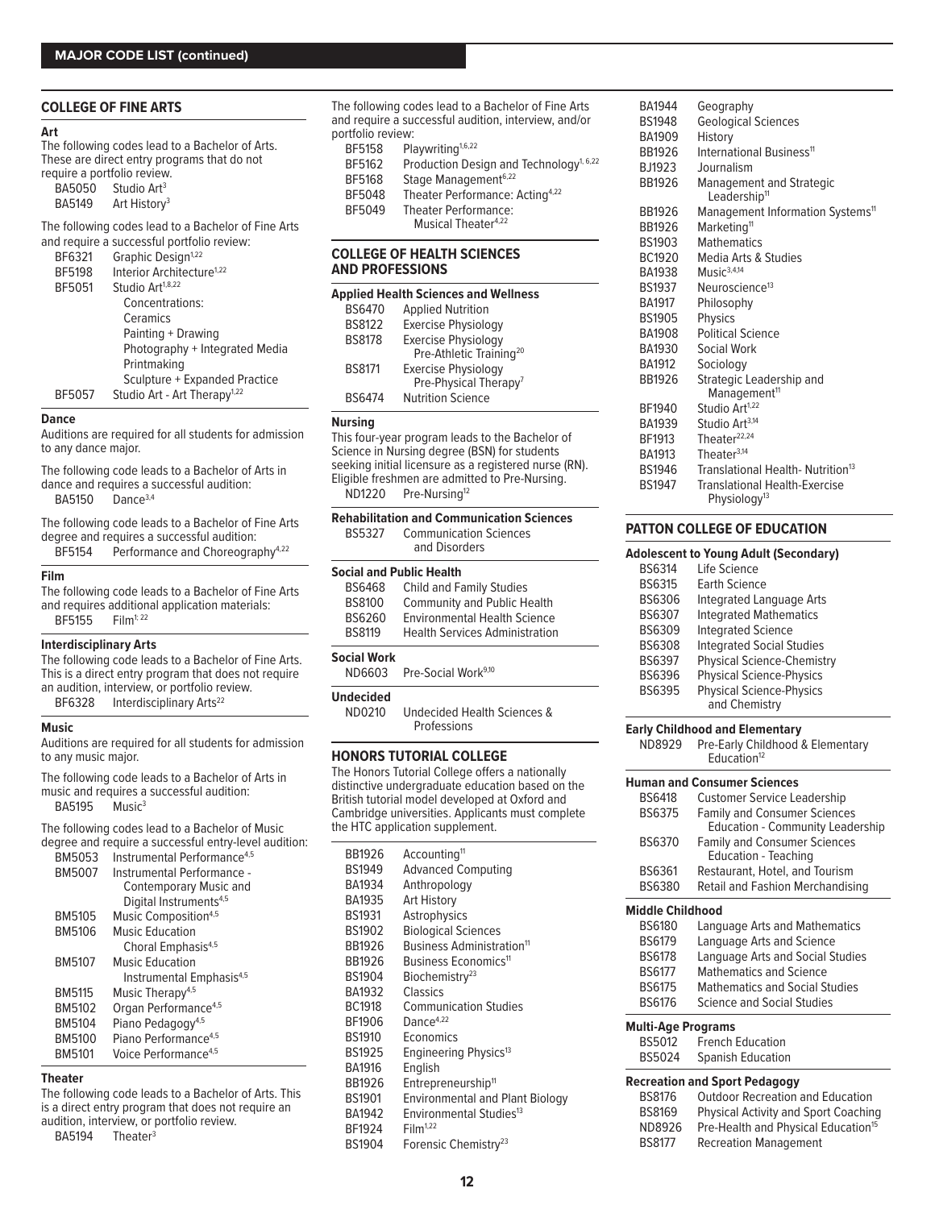## MAJOR CODE LIST (continued)

### COLLEGE OF FINE ARTS

**Art**

The following codes lead to a Bachelor of Arts. These are direct entry programs that do not require a portfolio review.

| | |
|---|---|
| BA5050 | Studio Art[3] |
| BA5149 | Art History[3] |

The following codes lead to a Bachelor of Fine Arts and require a successful portfolio review:

| | |
|---|---|
| BF6321 | Graphic Design[1,22] |
| BF5198 | Interior Architecture[1,22] |
| BF5051 | Studio Art[1,8,22] Concentrations: Ceramics; Painting + Drawing; Photography + Integrated Media; Printmaking; Sculpture + Expanded Practice |
| BF5057 | Studio Art - Art Therapy[1,22] |

**Dance**

Auditions are required for all students for admission to any dance major.

The following code leads to a Bachelor of Arts in dance and requires a successful audition:

| | |
|---|---|
| BA5150 | Dance[3,4] |

The following code leads to a Bachelor of Fine Arts degree and requires a successful audition:

| | |
|---|---|
| BF5154 | Performance and Choreography[4,22] |

**Film**

The following code leads to a Bachelor of Fine Arts and requires additional application materials:

| | |
|---|---|
| BF5155 | Film[1; 22] |

**Interdisciplinary Arts**

The following code leads to a Bachelor of Fine Arts. This is a direct entry program that does not require an audition, interview, or portfolio review.

| | |
|---|---|
| BF6328 | Interdisciplinary Arts[22] |

**Music**

Auditions are required for all students for admission to any music major.

The following code leads to a Bachelor of Arts in music and requires a successful audition:

| | |
|---|---|
| BA5195 | Music[3] |

The following codes lead to a Bachelor of Music degree and require a successful entry-level audition:

| | |
|---|---|
| BM5053 | Instrumental Performance[4,5] |
| BM5007 | Instrumental Performance - Contemporary Music and Digital Instruments[4,5] |
| BM5105 | Music Composition[4,5] |
| BM5106 | Music Education Choral Emphasis[4,5] |
| BM5107 | Music Education Instrumental Emphasis[4,5] |
| BM5115 | Music Therapy[4,5] |
| BM5102 | Organ Performance[4,5] |
| BM5104 | Piano Pedagogy[4,5] |
| BM5100 | Piano Performance[4,5] |
| BM5101 | Voice Performance[4,5] |

**Theater**

The following code leads to a Bachelor of Arts. This is a direct entry program that does not require an audition, interview, or portfolio review.

| | |
|---|---|
| BA5194 | Theater[3] |

The following codes lead to a Bachelor of Fine Arts and require a successful audition, interview, and/or portfolio review:

| | |
|---|---|
| BF5158 | Playwriting[1,6,22] |
| BF5162 | Production Design and Technology[1, 6,22] |
| BF5168 | Stage Management[6,22] |
| BF5048 | Theater Performance: Acting[4,22] |
| BF5049 | Theater Performance: Musical Theater[4,22] |

### COLLEGE OF HEALTH SCIENCES AND PROFESSIONS

**Applied Health Sciences and Wellness**

| | |
|---|---|
| BS6470 | Applied Nutrition |
| BS8122 | Exercise Physiology |
| BS8178 | Exercise Physiology Pre-Athletic Training[20] |
| BS8171 | Exercise Physiology Pre-Physical Therapy[7] |
| BS6474 | Nutrition Science |

**Nursing**

This four-year program leads to the Bachelor of Science in Nursing degree (BSN) for students seeking initial licensure as a registered nurse (RN). Eligible freshmen are admitted to Pre-Nursing.

| | |
|---|---|
| ND1220 | Pre-Nursing[12] |

**Rehabilitation and Communication Sciences**

| | |
|---|---|
| BS5327 | Communication Sciences and Disorders |

**Social and Public Health**

| | |
|---|---|
| BS6468 | Child and Family Studies |
| BS8100 | Community and Public Health |
| BS6260 | Environmental Health Science |
| BS8119 | Health Services Administration |

**Social Work**

| | |
|---|---|
| ND6603 | Pre-Social Work[9,10] |

**Undecided**

| | |
|---|---|
| ND0210 | Undecided Health Sciences & Professions |

### HONORS TUTORIAL COLLEGE

The Honors Tutorial College offers a nationally distinctive undergraduate education based on the British tutorial model developed at Oxford and Cambridge universities. Applicants must complete the HTC application supplement.

| | |
|---|---|
| BB1926 | Accounting[11] |
| BS1949 | Advanced Computing |
| BA1934 | Anthropology |
| BA1935 | Art History |
| BS1931 | Astrophysics |
| BS1902 | Biological Sciences |
| BB1926 | Business Administration[11] |
| BB1926 | Business Economics[11] |
| BS1904 | Biochemistry[23] |
| BA1932 | Classics |
| BC1918 | Communication Studies |
| BF1906 | Dance[4,22] |
| BS1910 | Economics |
| BS1925 | Engineering Physics[13] |
| BA1916 | English |
| BB1926 | Entrepreneurship[11] |
| BS1901 | Environmental and Plant Biology |
| BA1942 | Environmental Studies[13] |
| BF1924 | Film[1,22] |
| BS1904 | Forensic Chemistry[23] |
| BA1944 | Geography |
| BS1948 | Geological Sciences |
| BA1909 | History |
| BB1926 | International Business[11] |
| BJ1923 | Journalism |
| BB1926 | Management and Strategic Leadership[11] |
| BB1926 | Management Information Systems[11] |
| BB1926 | Marketing[11] |
| BS1903 | Mathematics |
| BC1920 | Media Arts & Studies |
| BA1938 | Music[3,4,14] |
| BS1937 | Neuroscience[13] |
| BA1917 | Philosophy |
| BS1905 | Physics |
| BA1908 | Political Science |
| BA1930 | Social Work |
| BA1912 | Sociology |
| BB1926 | Strategic Leadership and Management[11] |
| BF1940 | Studio Art[1,22] |
| BA1939 | Studio Art[3,14] |
| BF1913 | Theater[22,24] |
| BA1913 | Theater[3,14] |
| BS1946 | Translational Health- Nutrition[13] |
| BS1947 | Translational Health-Exercise Physiology[13] |

### PATTON COLLEGE OF EDUCATION

**Adolescent to Young Adult (Secondary)**

| | |
|---|---|
| BS6314 | Life Science |
| BS6315 | Earth Science |
| BS6306 | Integrated Language Arts |
| BS6307 | Integrated Mathematics |
| BS6309 | Integrated Science |
| BS6308 | Integrated Social Studies |
| BS6397 | Physical Science-Chemistry |
| BS6396 | Physical Science-Physics |
| BS6395 | Physical Science-Physics and Chemistry |

**Early Childhood and Elementary**

| | |
|---|---|
| ND8929 | Pre-Early Childhood & Elementary Education[12] |

**Human and Consumer Sciences**

| | |
|---|---|
| BS6418 | Customer Service Leadership |
| BS6375 | Family and Consumer Sciences Education - Community Leadership |
| BS6370 | Family and Consumer Sciences Education - Teaching |
| BS6361 | Restaurant, Hotel, and Tourism |
| BS6380 | Retail and Fashion Merchandising |

**Middle Childhood**

| | |
|---|---|
| BS6180 | Language Arts and Mathematics |
| BS6179 | Language Arts and Science |
| BS6178 | Language Arts and Social Studies |
| BS6177 | Mathematics and Science |
| BS6175 | Mathematics and Social Studies |
| BS6176 | Science and Social Studies |

**Multi-Age Programs**

| | |
|---|---|
| BS5012 | French Education |
| BS5024 | Spanish Education |

**Recreation and Sport Pedagogy**

| | |
|---|---|
| BS8176 | Outdoor Recreation and Education |
| BS8169 | Physical Activity and Sport Coaching |
| ND8926 | Pre-Health and Physical Education[15] |
| BS8177 | Recreation Management |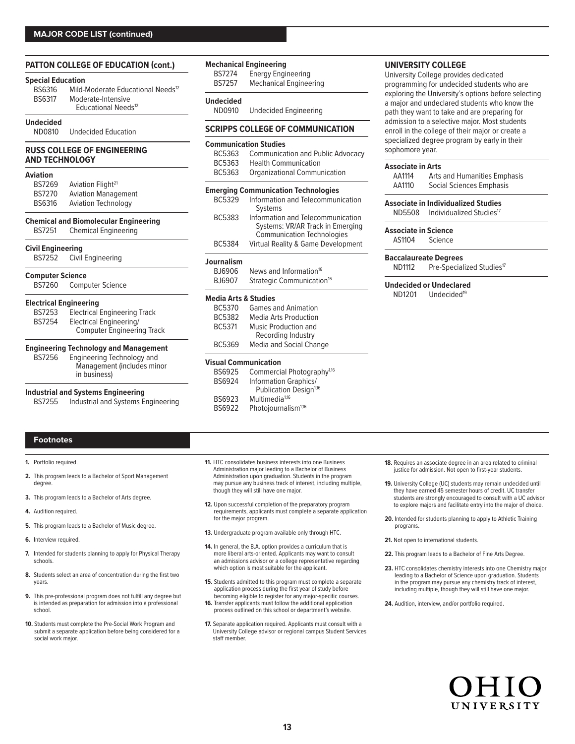## MAJOR CODE LIST (continued)

### PATTON COLLEGE OF EDUCATION (cont.)

**Special Education**

| | |
|---|---|
| BS6316 | Mild-Moderate Educational Needs[12] |
| BS6317 | Moderate-Intensive Educational Needs[12] |

**Undecided**

| | |
|---|---|
| ND0810 | Undecided Education |

### RUSS COLLEGE OF ENGINEERING AND TECHNOLOGY

**Aviation**

| | |
|---|---|
| BS7269 | Aviation Flight[21] |
| BS7270 | Aviation Management |
| BS6316 | Aviation Technology |

**Chemical and Biomolecular Engineering**

| | |
|---|---|
| BS7251 | Chemical Engineering |

**Civil Engineering**

| | |
|---|---|
| BS7252 | Civil Engineering |

**Computer Science**

| | |
|---|---|
| BS7260 | Computer Science |

**Electrical Engineering**

| | |
|---|---|
| BS7253 | Electrical Engineering Track |
| BS7254 | Electrical Engineering/ Computer Engineering Track |

**Engineering Technology and Management**

| | |
|---|---|
| BS7256 | Engineering Technology and Management (includes minor in business) |

**Industrial and Systems Engineering**

| | |
|---|---|
| BS7255 | Industrial and Systems Engineering |

**Mechanical Engineering**

| | |
|---|---|
| BS7274 | Energy Engineering |
| BS7257 | Mechanical Engineering |

**Undecided**

| | |
|---|---|
| ND0910 | Undecided Engineering |

### SCRIPPS COLLEGE OF COMMUNICATION

**Communication Studies**

| | |
|---|---|
| BC5363 | Communication and Public Advocacy |
| BC5363 | Health Communication |
| BC5363 | Organizational Communication |

**Emerging Communication Technologies**

| | |
|---|---|
| BC5329 | Information and Telecommunication Systems |
| BC5383 | Information and Telecommunication Systems: VR/AR Track in Emerging Communication Technologies |
| BC5384 | Virtual Reality & Game Development |

**Journalism**

| | |
|---|---|
| BJ6906 | News and Information[16] |
| BJ6907 | Strategic Communication[16] |

**Media Arts & Studies**

| | |
|---|---|
| BC5370 | Games and Animation |
| BC5382 | Media Arts Production |
| BC5371 | Music Production and Recording Industry |
| BC5369 | Media and Social Change |

**Visual Communication**

| | |
|---|---|
| BS6925 | Commercial Photography[1,16] |
| BS6924 | Information Graphics/ Publication Design[1,16] |
| BS6923 | Multimedia[1,16] |
| BS6922 | Photojournalism[1,16] |

### UNIVERSITY COLLEGE

University College provides dedicated programming for undecided students who are exploring the University's options before selecting a major and undeclared students who know the path they want to take and are preparing for admission to a selective major. Most students enroll in the college of their major or create a specialized degree program by early in their sophomore year.

**Associate in Arts**

| | |
|---|---|
| AA1114 | Arts and Humanities Emphasis |
| AA1110 | Social Sciences Emphasis |

**Associate in Individualized Studies**

| | |
|---|---|
| ND5508 | Individualized Studies[17] |

**Associate in Science**

| | |
|---|---|
| AS1104 | Science |

**Baccalaureate Degrees**

| | |
|---|---|
| ND1112 | Pre-Specialized Studies[17] |

**Undecided or Undeclared**

| | |
|---|---|
| ND1201 | Undecided[19] |

## Footnotes

1. Portfolio required.
2. This program leads to a Bachelor of Sport Management degree.
3. This program leads to a Bachelor of Arts degree.
4. Audition required.
5. This program leads to a Bachelor of Music degree.
6. Interview required.
7. Intended for students planning to apply for Physical Therapy schools.
8. Students select an area of concentration during the first two years.
9. This pre-professional program does not fulfill any degree but is intended as preparation for admission into a professional school.
10. Students must complete the Pre-Social Work Program and submit a separate application before being considered for a social work major.
11. HTC consolidates business interests into one Business Administration major leading to a Bachelor of Business Administration upon graduation. Students in the program may pursue any business track of interest, including multiple, though they will still have one major.
12. Upon successful completion of the preparatory program requirements, applicants must complete a separate application for the major program.
13. Undergraduate program available only through HTC.
14. In general, the B.A. option provides a curriculum that is more liberal arts-oriented. Applicants may want to consult an admissions advisor or a college representative regarding which option is most suitable for the applicant.
15. Students admitted to this program must complete a separate application process during the first year of study before becoming eligible to register for any major-specific courses.
16. Transfer applicants must follow the additional application process outlined on this school or department's website.
17. Separate application required. Applicants must consult with a University College advisor or regional campus Student Services staff member.
18. Requires an associate degree in an area related to criminal justice for admission. Not open to first-year students.
19. University College (UC) students may remain undecided until they have earned 45 semester hours of credit. UC transfer students are strongly encouraged to consult with a UC advisor to explore majors and facilitate entry into the major of choice.
20. Intended for students planning to apply to Athletic Training programs.
21. Not open to international students.
22. This program leads to a Bachelor of Fine Arts Degree.
23. HTC consolidates chemistry interests into one Chemistry major leading to a Bachelor of Science upon graduation. Students in the program may pursue any chemistry track of interest, including multiple, though they will still have one major.
24. Audition, interview, and/or portfolio required.

OHIO UNIVERSITY